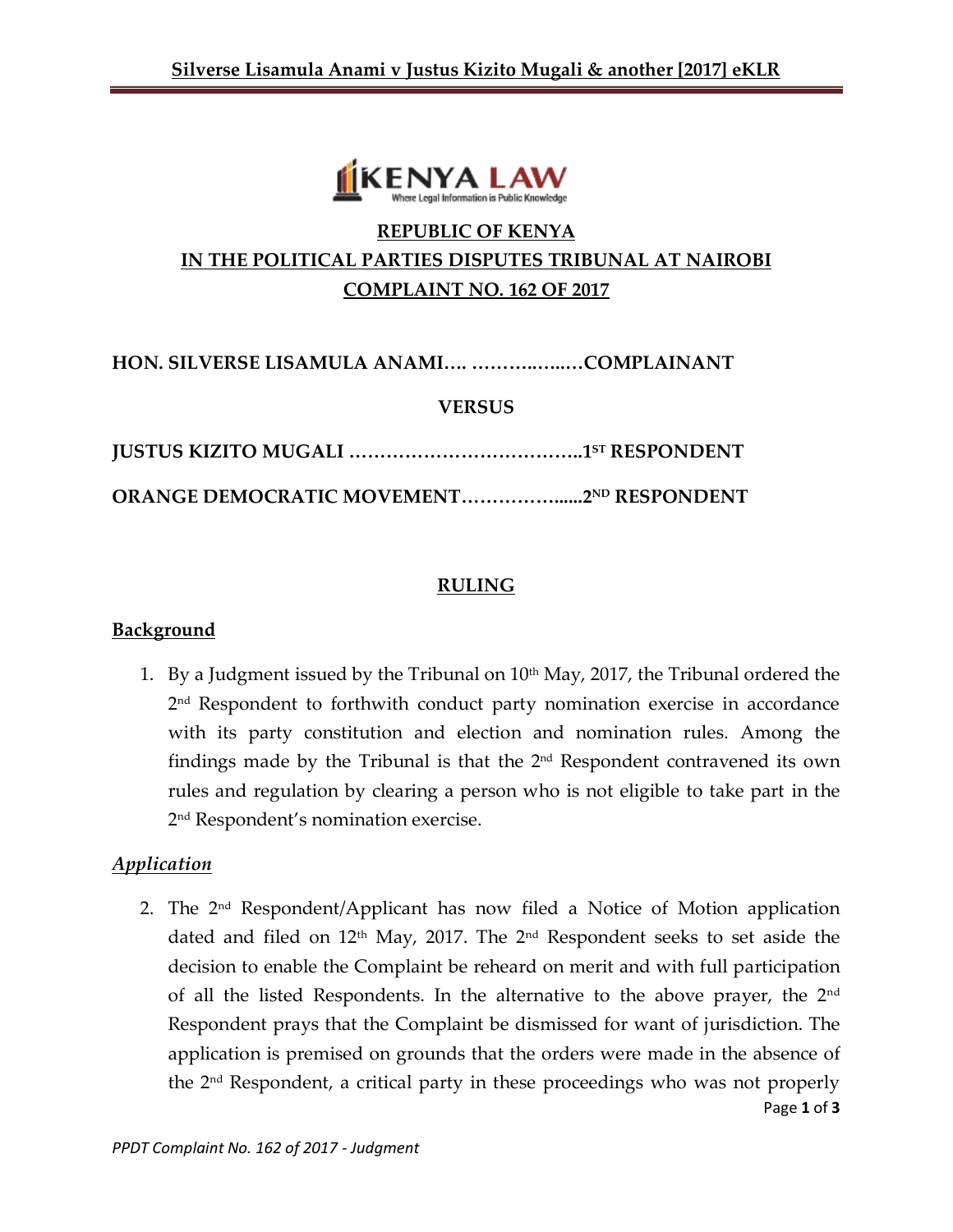**REPUBLIC OF KENYA**

**IN THE POLITICAL PARTIES DISPUTES TRIBUNAL AT NAIROBI**

**COMPLAINT NO. 162 OF 2017**

**HON. SILVERSE LISAMULA ANAMI…. ……….…..…COMPLAINANT**

**VERSUS**

**JUSTUS KIZITO MUGALI ………………………………..1ST RESPONDENT**

**ORANGE DEMOCRATIC MOVEMENT……………......2ND RESPONDENT**

## RULING

### Background

1. By a Judgment issued by the Tribunal on 10th May, 2017, the Tribunal ordered the 2nd Respondent to forthwith conduct party nomination exercise in accordance with its party constitution and election and nomination rules. Among the findings made by the Tribunal is that the 2nd Respondent contravened its own rules and regulation by clearing a person who is not eligible to take part in the 2nd Respondent's nomination exercise.

### *Application*

2. The 2nd Respondent/Applicant has now filed a Notice of Motion application dated and filed on 12th May, 2017. The 2nd Respondent seeks to set aside the decision to enable the Complaint be reheard on merit and with full participation of all the listed Respondents. In the alternative to the above prayer, the 2nd Respondent prays that the Complaint be dismissed for want of jurisdiction. The application is premised on grounds that the orders were made in the absence of the 2nd Respondent, a critical party in these proceedings who was not properly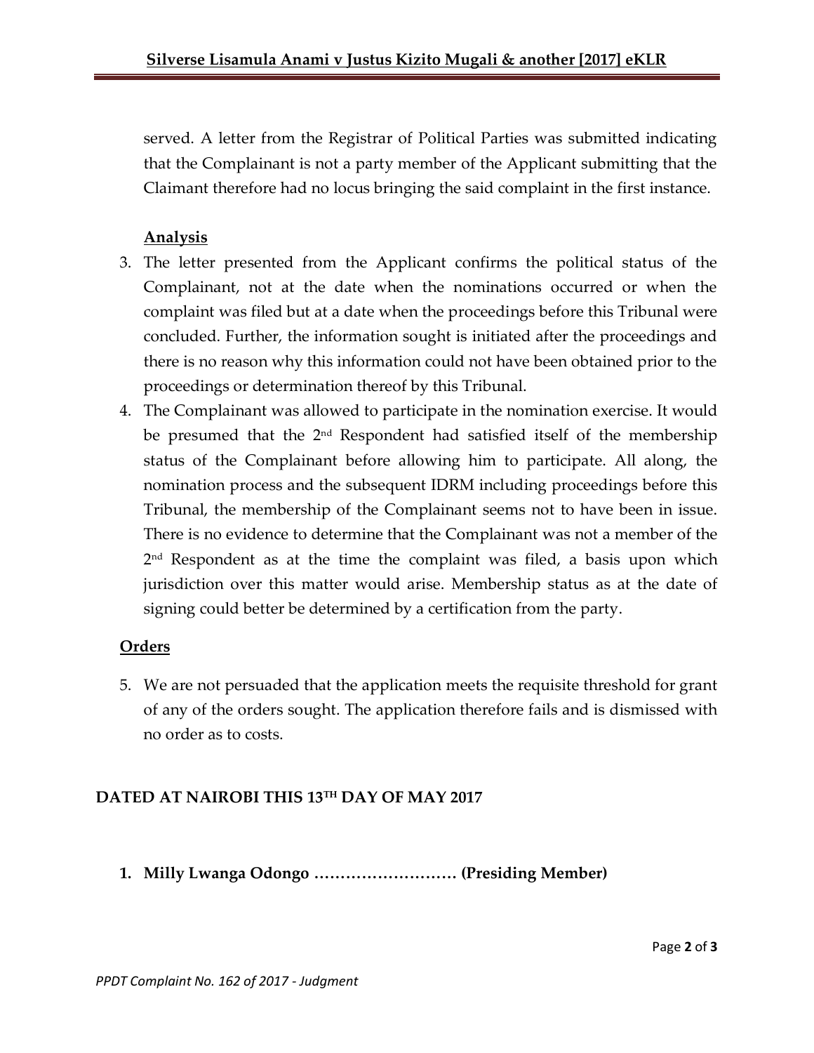served. A letter from the Registrar of Political Parties was submitted indicating that the Complainant is not a party member of the Applicant submitting that the Claimant therefore had no locus bringing the said complaint in the first instance.

## Analysis

3. The letter presented from the Applicant confirms the political status of the Complainant, not at the date when the nominations occurred or when the complaint was filed but at a date when the proceedings before this Tribunal were concluded. Further, the information sought is initiated after the proceedings and there is no reason why this information could not have been obtained prior to the proceedings or determination thereof by this Tribunal.
4. The Complainant was allowed to participate in the nomination exercise. It would be presumed that the 2nd Respondent had satisfied itself of the membership status of the Complainant before allowing him to participate. All along, the nomination process and the subsequent IDRM including proceedings before this Tribunal, the membership of the Complainant seems not to have been in issue. There is no evidence to determine that the Complainant was not a member of the 2nd Respondent as at the time the complaint was filed, a basis upon which jurisdiction over this matter would arise. Membership status as at the date of signing could better be determined by a certification from the party.

## Orders

5. We are not persuaded that the application meets the requisite threshold for grant of any of the orders sought. The application therefore fails and is dismissed with no order as to costs.

**DATED AT NAIROBI THIS 13TH DAY OF MAY 2017**

1. **Milly Lwanga Odongo ……………………… (Presiding Member)**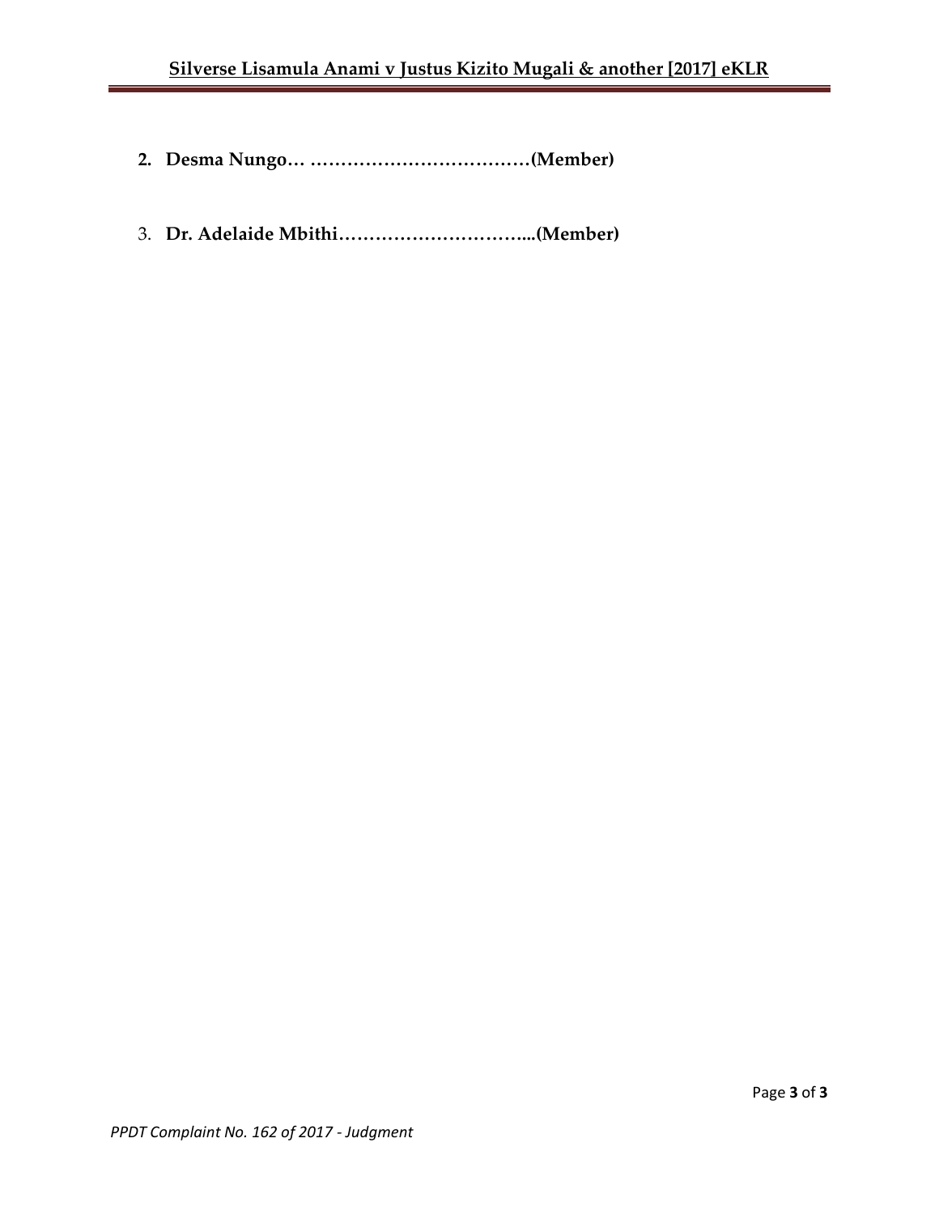2. **Desma Nungo… ………………………………(Member)**

3. **Dr. Adelaide Mbithi…………………………...(Member)**